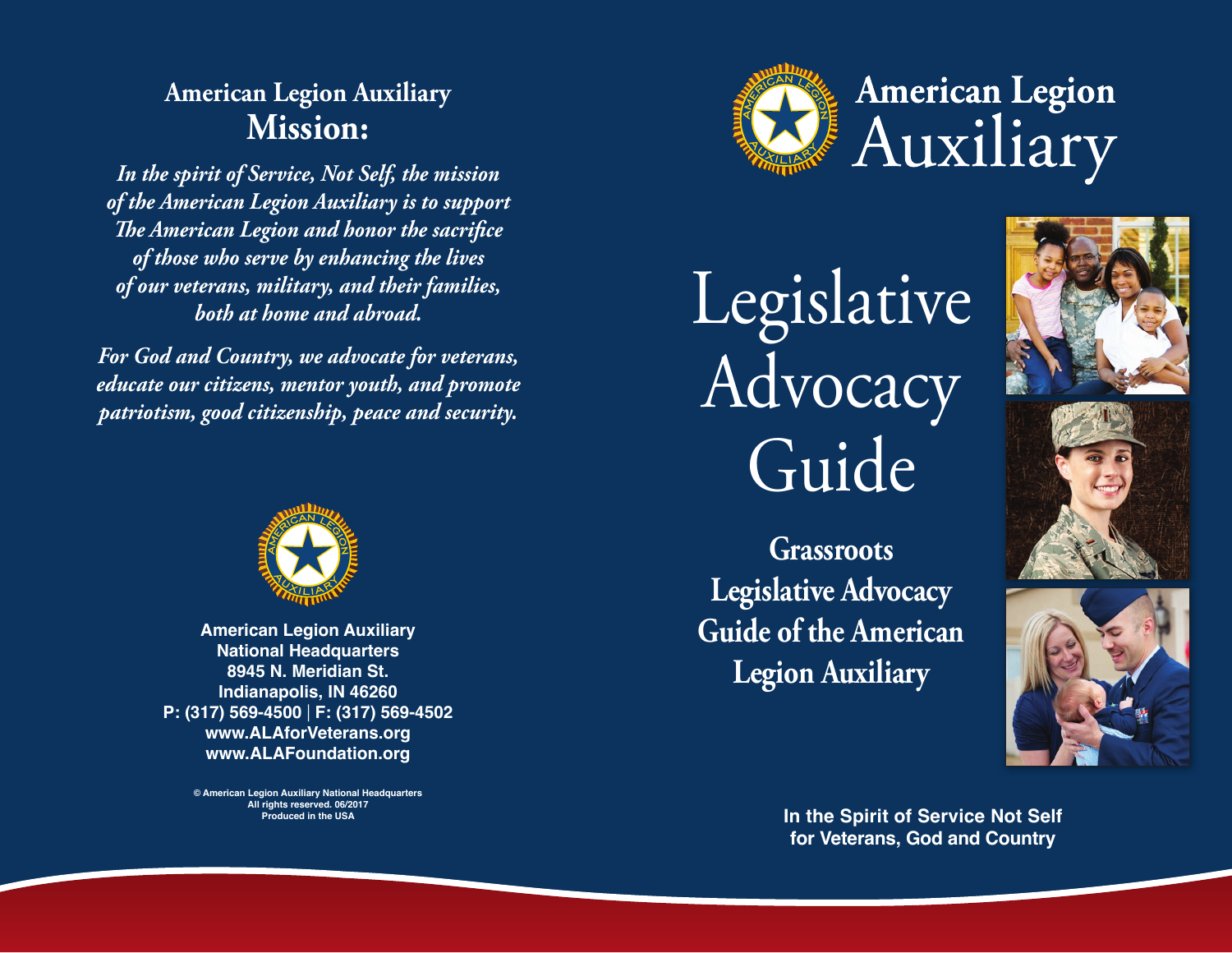## American Legion Auxiliary
## Mission:

*In the spirit of Service, Not Self, the mission of the American Legion Auxiliary is to support The American Legion and honor the sacrifice of those who serve by enhancing the lives of our veterans, military, and their families, both at home and abroad.*

*For God and Country, we advocate for veterans, educate our citizens, mentor youth, and promote patriotism, good citizenship, peace and security.*

**American Legion Auxiliary**
**National Headquarters**
**8945 N. Meridian St.**
**Indianapolis, IN 46260**
**P: (317) 569-4500 | F: (317) 569-4502**
**www.ALAforVeterans.org**
**www.ALAFoundation.org**

© American Legion Auxiliary National Headquarters
All rights reserved. 06/2017
Produced in the USA

# American Legion Auxiliary

# Legislative Advocacy Guide

## Grassroots Legislative Advocacy Guide of the American Legion Auxiliary

**In the Spirit of Service Not Self for Veterans, God and Country**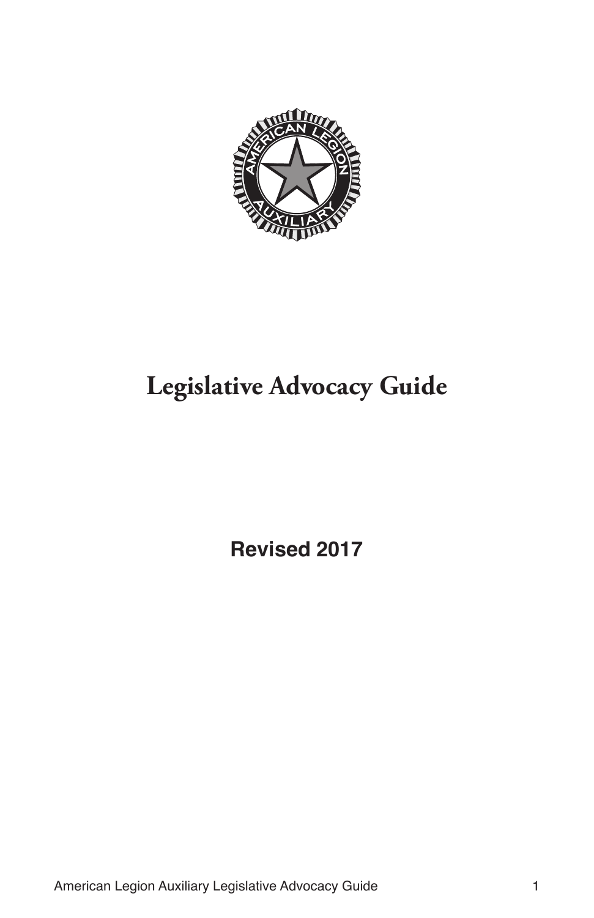# Legislative Advocacy Guide

**Revised 2017**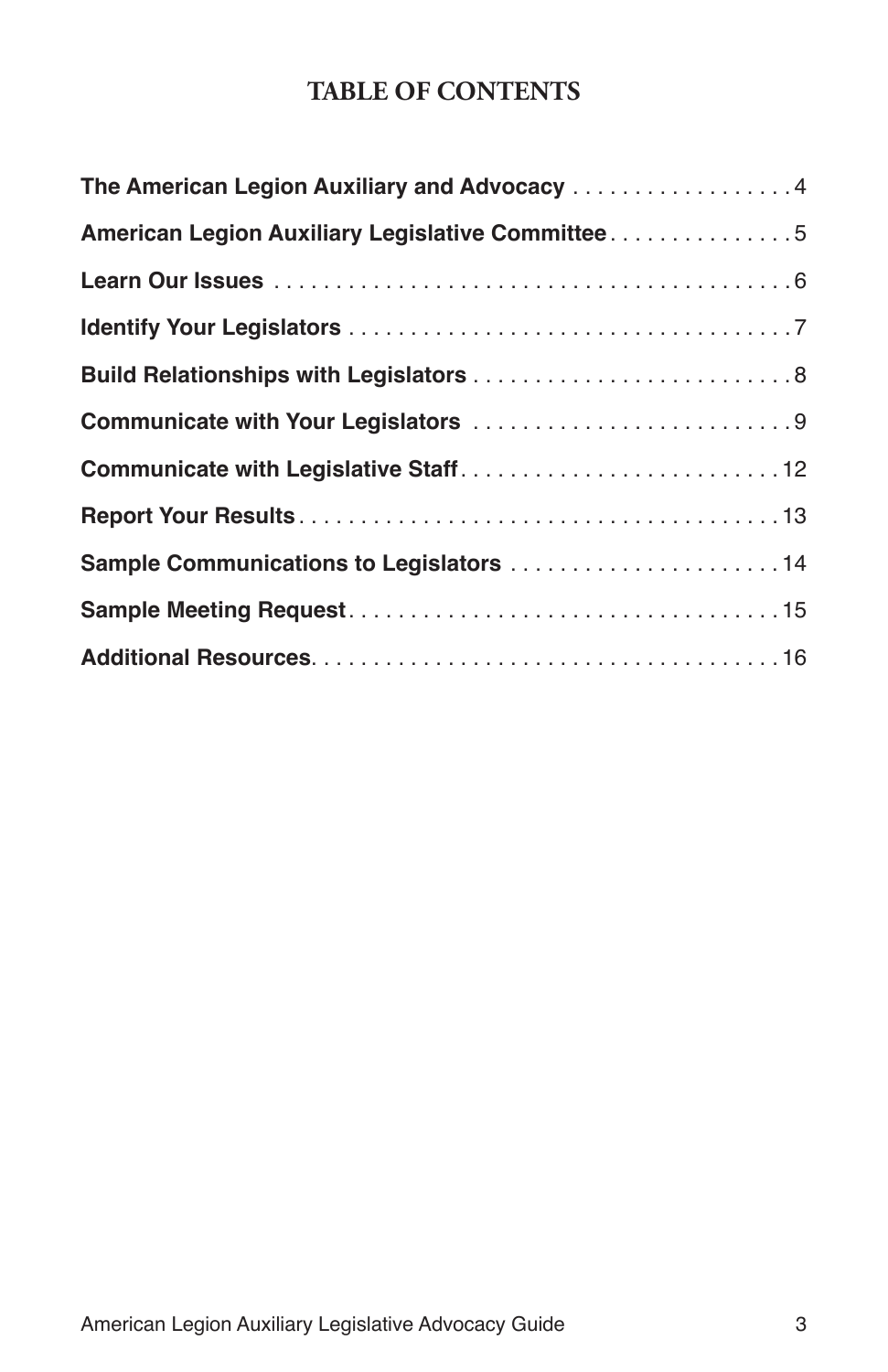# TABLE OF CONTENTS

**The American Legion Auxiliary and Advocacy** . . . . . . . . . . . . . . . . . . 4

**American Legion Auxiliary Legislative Committee** . . . . . . . . . . . . . . . 5

**Learn Our Issues** . . . . . . . . . . . . . . . . . . . . . . . . . . . . . . . . . . . . . . . . . 6

**Identify Your Legislators** . . . . . . . . . . . . . . . . . . . . . . . . . . . . . . . . . . . 7

**Build Relationships with Legislators** . . . . . . . . . . . . . . . . . . . . . . . . . . 8

**Communicate with Your Legislators** . . . . . . . . . . . . . . . . . . . . . . . . . . 9

**Communicate with Legislative Staff** . . . . . . . . . . . . . . . . . . . . . . . . . . 12

**Report Your Results** . . . . . . . . . . . . . . . . . . . . . . . . . . . . . . . . . . . . . . . 13

**Sample Communications to Legislators** . . . . . . . . . . . . . . . . . . . . . . 14

**Sample Meeting Request** . . . . . . . . . . . . . . . . . . . . . . . . . . . . . . . . . . . 15

**Additional Resources** . . . . . . . . . . . . . . . . . . . . . . . . . . . . . . . . . . . . . . 16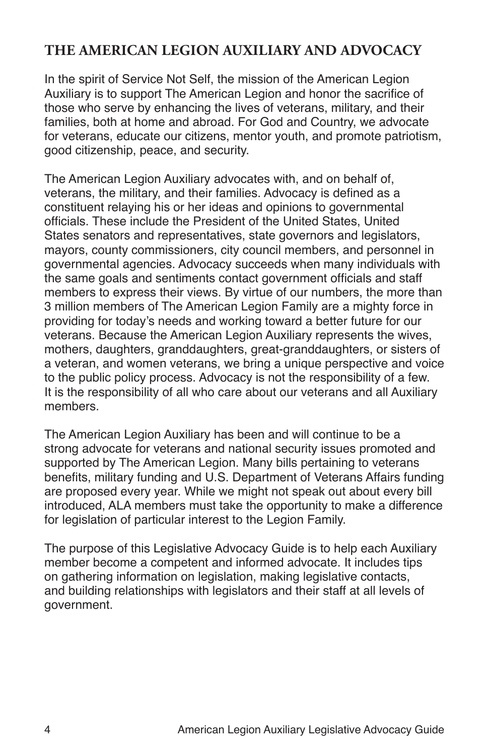## THE AMERICAN LEGION AUXILIARY AND ADVOCACY

In the spirit of Service Not Self, the mission of the American Legion Auxiliary is to support The American Legion and honor the sacrifice of those who serve by enhancing the lives of veterans, military, and their families, both at home and abroad. For God and Country, we advocate for veterans, educate our citizens, mentor youth, and promote patriotism, good citizenship, peace, and security.

The American Legion Auxiliary advocates with, and on behalf of, veterans, the military, and their families. Advocacy is defined as a constituent relaying his or her ideas and opinions to governmental officials. These include the President of the United States, United States senators and representatives, state governors and legislators, mayors, county commissioners, city council members, and personnel in governmental agencies. Advocacy succeeds when many individuals with the same goals and sentiments contact government officials and staff members to express their views. By virtue of our numbers, the more than 3 million members of The American Legion Family are a mighty force in providing for today's needs and working toward a better future for our veterans. Because the American Legion Auxiliary represents the wives, mothers, daughters, granddaughters, great-granddaughters, or sisters of a veteran, and women veterans, we bring a unique perspective and voice to the public policy process. Advocacy is not the responsibility of a few. It is the responsibility of all who care about our veterans and all Auxiliary members.

The American Legion Auxiliary has been and will continue to be a strong advocate for veterans and national security issues promoted and supported by The American Legion. Many bills pertaining to veterans benefits, military funding and U.S. Department of Veterans Affairs funding are proposed every year. While we might not speak out about every bill introduced, ALA members must take the opportunity to make a difference for legislation of particular interest to the Legion Family.

The purpose of this Legislative Advocacy Guide is to help each Auxiliary member become a competent and informed advocate. It includes tips on gathering information on legislation, making legislative contacts, and building relationships with legislators and their staff at all levels of government.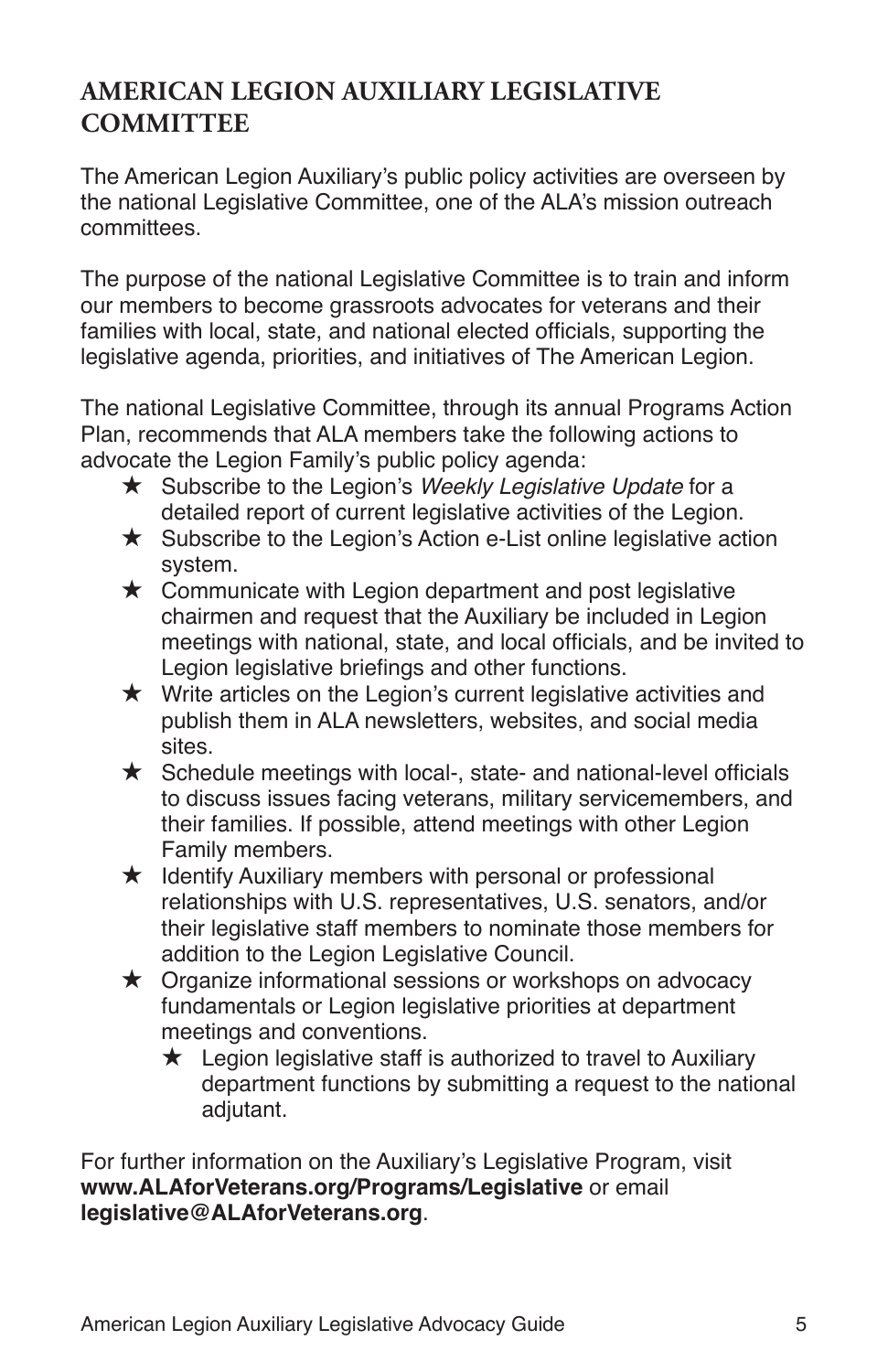## AMERICAN LEGION AUXILIARY LEGISLATIVE COMMITTEE

The American Legion Auxiliary's public policy activities are overseen by the national Legislative Committee, one of the ALA's mission outreach committees.

The purpose of the national Legislative Committee is to train and inform our members to become grassroots advocates for veterans and their families with local, state, and national elected officials, supporting the legislative agenda, priorities, and initiatives of The American Legion.

The national Legislative Committee, through its annual Programs Action Plan, recommends that ALA members take the following actions to advocate the Legion Family's public policy agenda:

- ★ Subscribe to the Legion's *Weekly Legislative Update* for a detailed report of current legislative activities of the Legion.
- ★ Subscribe to the Legion's Action e-List online legislative action system.
- ★ Communicate with Legion department and post legislative chairmen and request that the Auxiliary be included in Legion meetings with national, state, and local officials, and be invited to Legion legislative briefings and other functions.
- ★ Write articles on the Legion's current legislative activities and publish them in ALA newsletters, websites, and social media sites.
- ★ Schedule meetings with local-, state- and national-level officials to discuss issues facing veterans, military servicemembers, and their families. If possible, attend meetings with other Legion Family members.
- ★ Identify Auxiliary members with personal or professional relationships with U.S. representatives, U.S. senators, and/or their legislative staff members to nominate those members for addition to the Legion Legislative Council.
- ★ Organize informational sessions or workshops on advocacy fundamentals or Legion legislative priorities at department meetings and conventions.
  - ★ Legion legislative staff is authorized to travel to Auxiliary department functions by submitting a request to the national adjutant.

For further information on the Auxiliary's Legislative Program, visit **www.ALAforVeterans.org/Programs/Legislative** or email **legislative@ALAforVeterans.org**.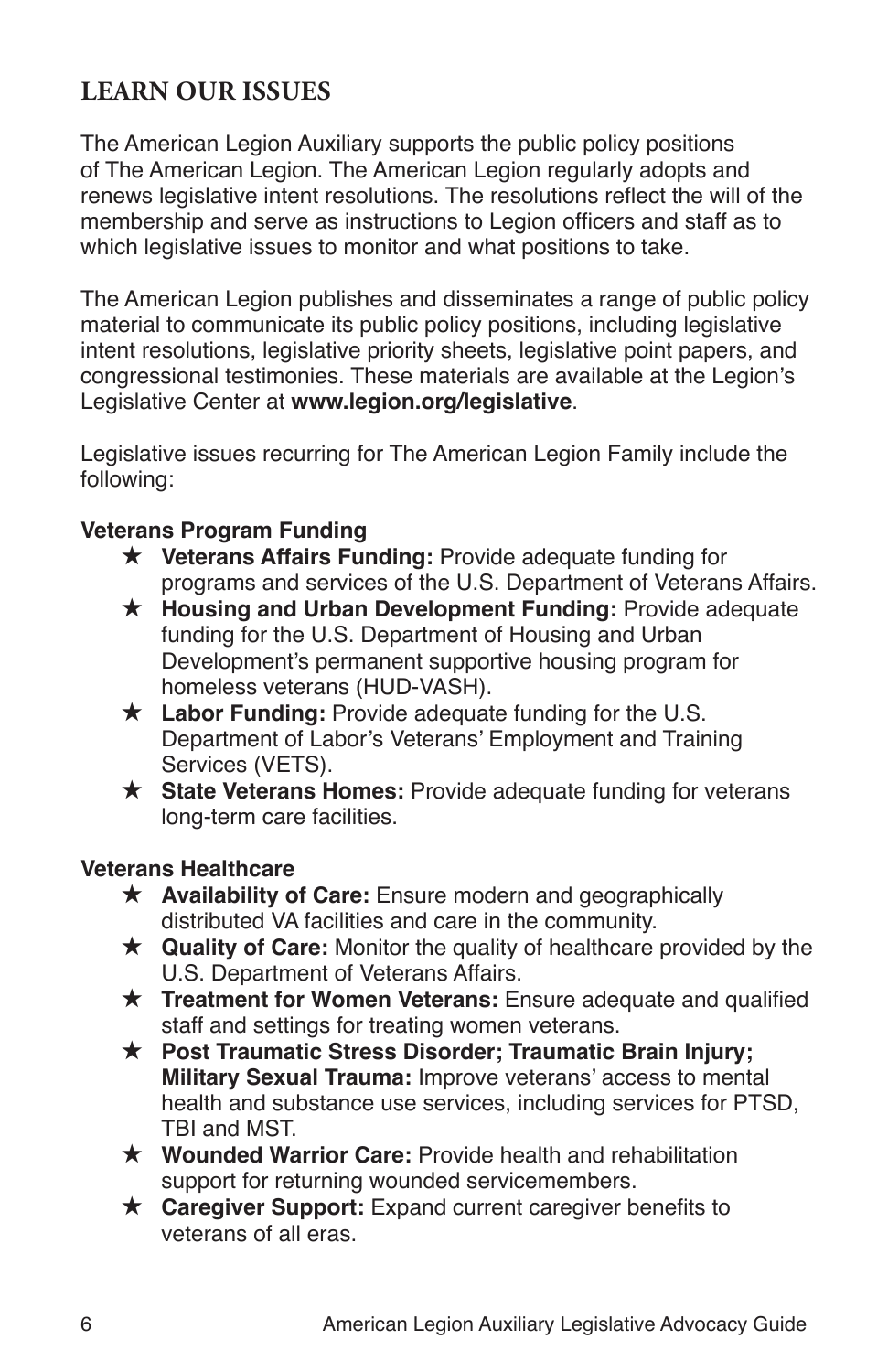## LEARN OUR ISSUES

The American Legion Auxiliary supports the public policy positions of The American Legion. The American Legion regularly adopts and renews legislative intent resolutions. The resolutions reflect the will of the membership and serve as instructions to Legion officers and staff as to which legislative issues to monitor and what positions to take.

The American Legion publishes and disseminates a range of public policy material to communicate its public policy positions, including legislative intent resolutions, legislative priority sheets, legislative point papers, and congressional testimonies. These materials are available at the Legion's Legislative Center at **www.legion.org/legislative**.

Legislative issues recurring for The American Legion Family include the following:

**Veterans Program Funding**

- ★ **Veterans Affairs Funding:** Provide adequate funding for programs and services of the U.S. Department of Veterans Affairs.
- ★ **Housing and Urban Development Funding:** Provide adequate funding for the U.S. Department of Housing and Urban Development's permanent supportive housing program for homeless veterans (HUD-VASH).
- ★ **Labor Funding:** Provide adequate funding for the U.S. Department of Labor's Veterans' Employment and Training Services (VETS).
- ★ **State Veterans Homes:** Provide adequate funding for veterans long-term care facilities.

**Veterans Healthcare**

- ★ **Availability of Care:** Ensure modern and geographically distributed VA facilities and care in the community.
- ★ **Quality of Care:** Monitor the quality of healthcare provided by the U.S. Department of Veterans Affairs.
- ★ **Treatment for Women Veterans:** Ensure adequate and qualified staff and settings for treating women veterans.
- ★ **Post Traumatic Stress Disorder; Traumatic Brain Injury; Military Sexual Trauma:** Improve veterans' access to mental health and substance use services, including services for PTSD, TBI and MST.
- ★ **Wounded Warrior Care:** Provide health and rehabilitation support for returning wounded servicemembers.
- ★ **Caregiver Support:** Expand current caregiver benefits to veterans of all eras.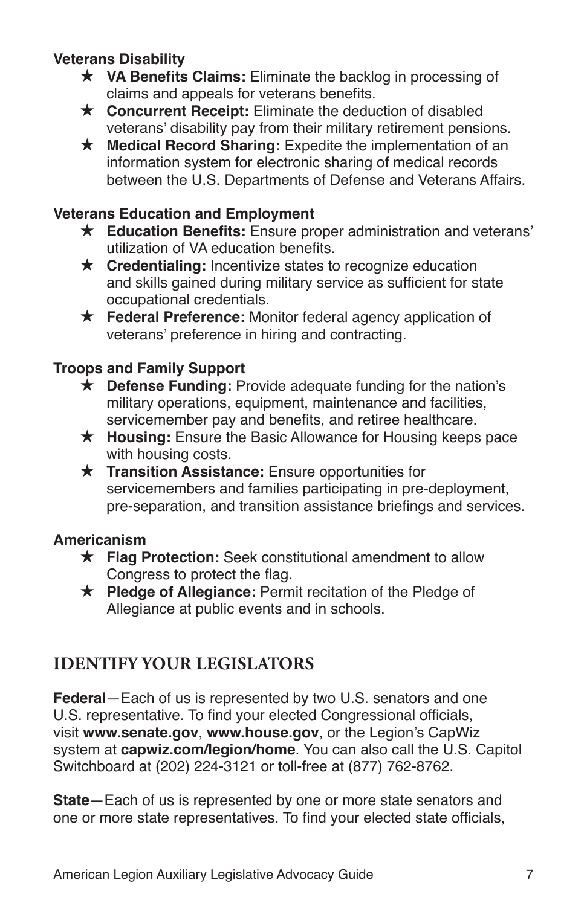**Veterans Disability**

- ★ **VA Benefits Claims:** Eliminate the backlog in processing of claims and appeals for veterans benefits.
- ★ **Concurrent Receipt:** Eliminate the deduction of disabled veterans' disability pay from their military retirement pensions.
- ★ **Medical Record Sharing:** Expedite the implementation of an information system for electronic sharing of medical records between the U.S. Departments of Defense and Veterans Affairs.

**Veterans Education and Employment**

- ★ **Education Benefits:** Ensure proper administration and veterans' utilization of VA education benefits.
- ★ **Credentialing:** Incentivize states to recognize education and skills gained during military service as sufficient for state occupational credentials.
- ★ **Federal Preference:** Monitor federal agency application of veterans' preference in hiring and contracting.

**Troops and Family Support**

- ★ **Defense Funding:** Provide adequate funding for the nation's military operations, equipment, maintenance and facilities, servicemember pay and benefits, and retiree healthcare.
- ★ **Housing:** Ensure the Basic Allowance for Housing keeps pace with housing costs.
- ★ **Transition Assistance:** Ensure opportunities for servicemembers and families participating in pre-deployment, pre-separation, and transition assistance briefings and services.

**Americanism**

- ★ **Flag Protection:** Seek constitutional amendment to allow Congress to protect the flag.
- ★ **Pledge of Allegiance:** Permit recitation of the Pledge of Allegiance at public events and in schools.

## IDENTIFY YOUR LEGISLATORS

**Federal**—Each of us is represented by two U.S. senators and one U.S. representative. To find your elected Congressional officials, visit **www.senate.gov**, **www.house.gov**, or the Legion's CapWiz system at **capwiz.com/legion/home**. You can also call the U.S. Capitol Switchboard at (202) 224-3121 or toll-free at (877) 762-8762.

**State**—Each of us is represented by one or more state senators and one or more state representatives. To find your elected state officials,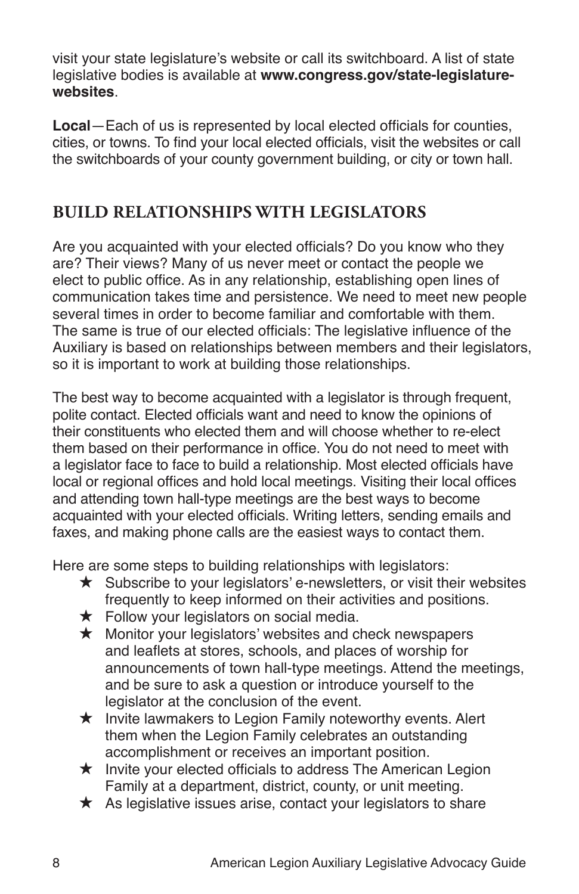visit your state legislature's website or call its switchboard. A list of state legislative bodies is available at **www.congress.gov/state-legislature-websites**.

**Local**—Each of us is represented by local elected officials for counties, cities, or towns. To find your local elected officials, visit the websites or call the switchboards of your county government building, or city or town hall.

## BUILD RELATIONSHIPS WITH LEGISLATORS

Are you acquainted with your elected officials? Do you know who they are? Their views? Many of us never meet or contact the people we elect to public office. As in any relationship, establishing open lines of communication takes time and persistence. We need to meet new people several times in order to become familiar and comfortable with them. The same is true of our elected officials: The legislative influence of the Auxiliary is based on relationships between members and their legislators, so it is important to work at building those relationships.

The best way to become acquainted with a legislator is through frequent, polite contact. Elected officials want and need to know the opinions of their constituents who elected them and will choose whether to re-elect them based on their performance in office. You do not need to meet with a legislator face to face to build a relationship. Most elected officials have local or regional offices and hold local meetings. Visiting their local offices and attending town hall-type meetings are the best ways to become acquainted with your elected officials. Writing letters, sending emails and faxes, and making phone calls are the easiest ways to contact them.

Here are some steps to building relationships with legislators:

- ★ Subscribe to your legislators' e-newsletters, or visit their websites frequently to keep informed on their activities and positions.
- ★ Follow your legislators on social media.
- ★ Monitor your legislators' websites and check newspapers and leaflets at stores, schools, and places of worship for announcements of town hall-type meetings. Attend the meetings, and be sure to ask a question or introduce yourself to the legislator at the conclusion of the event.
- ★ Invite lawmakers to Legion Family noteworthy events. Alert them when the Legion Family celebrates an outstanding accomplishment or receives an important position.
- ★ Invite your elected officials to address The American Legion Family at a department, district, county, or unit meeting.
- ★ As legislative issues arise, contact your legislators to share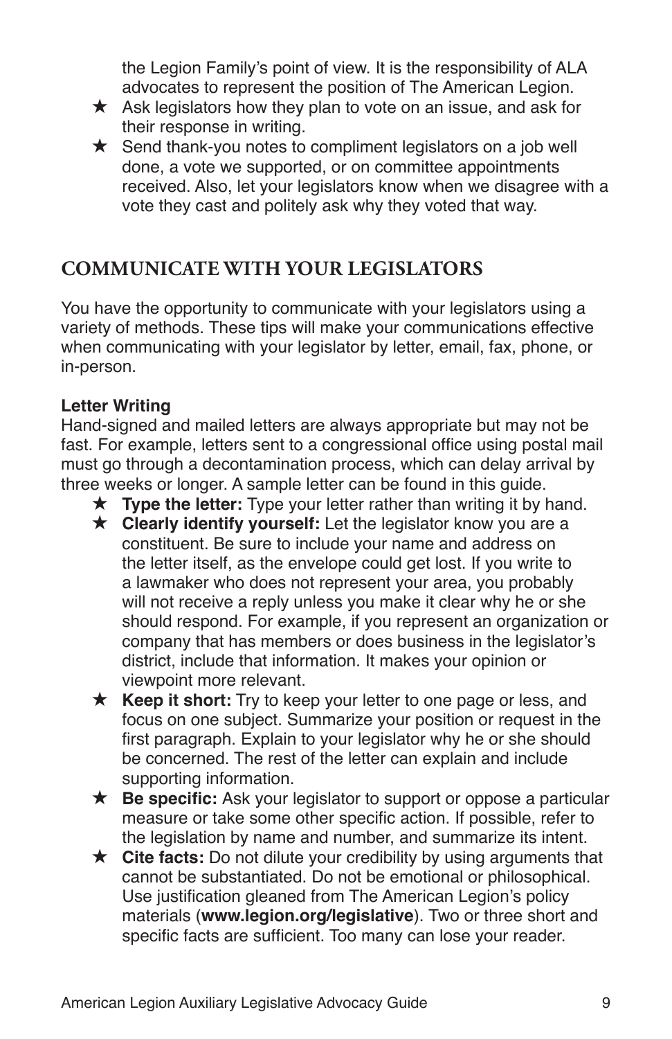the Legion Family's point of view. It is the responsibility of ALA advocates to represent the position of The American Legion.

- ★ Ask legislators how they plan to vote on an issue, and ask for their response in writing.
- ★ Send thank-you notes to compliment legislators on a job well done, a vote we supported, or on committee appointments received. Also, let your legislators know when we disagree with a vote they cast and politely ask why they voted that way.

## COMMUNICATE WITH YOUR LEGISLATORS

You have the opportunity to communicate with your legislators using a variety of methods. These tips will make your communications effective when communicating with your legislator by letter, email, fax, phone, or in-person.

### Letter Writing

Hand-signed and mailed letters are always appropriate but may not be fast. For example, letters sent to a congressional office using postal mail must go through a decontamination process, which can delay arrival by three weeks or longer. A sample letter can be found in this guide.

- ★ **Type the letter:** Type your letter rather than writing it by hand.
- ★ **Clearly identify yourself:** Let the legislator know you are a constituent. Be sure to include your name and address on the letter itself, as the envelope could get lost. If you write to a lawmaker who does not represent your area, you probably will not receive a reply unless you make it clear why he or she should respond. For example, if you represent an organization or company that has members or does business in the legislator's district, include that information. It makes your opinion or viewpoint more relevant.
- ★ **Keep it short:** Try to keep your letter to one page or less, and focus on one subject. Summarize your position or request in the first paragraph. Explain to your legislator why he or she should be concerned. The rest of the letter can explain and include supporting information.
- ★ **Be specific:** Ask your legislator to support or oppose a particular measure or take some other specific action. If possible, refer to the legislation by name and number, and summarize its intent.
- ★ **Cite facts:** Do not dilute your credibility by using arguments that cannot be substantiated. Do not be emotional or philosophical. Use justification gleaned from The American Legion's policy materials (**www.legion.org/legislative**). Two or three short and specific facts are sufficient. Too many can lose your reader.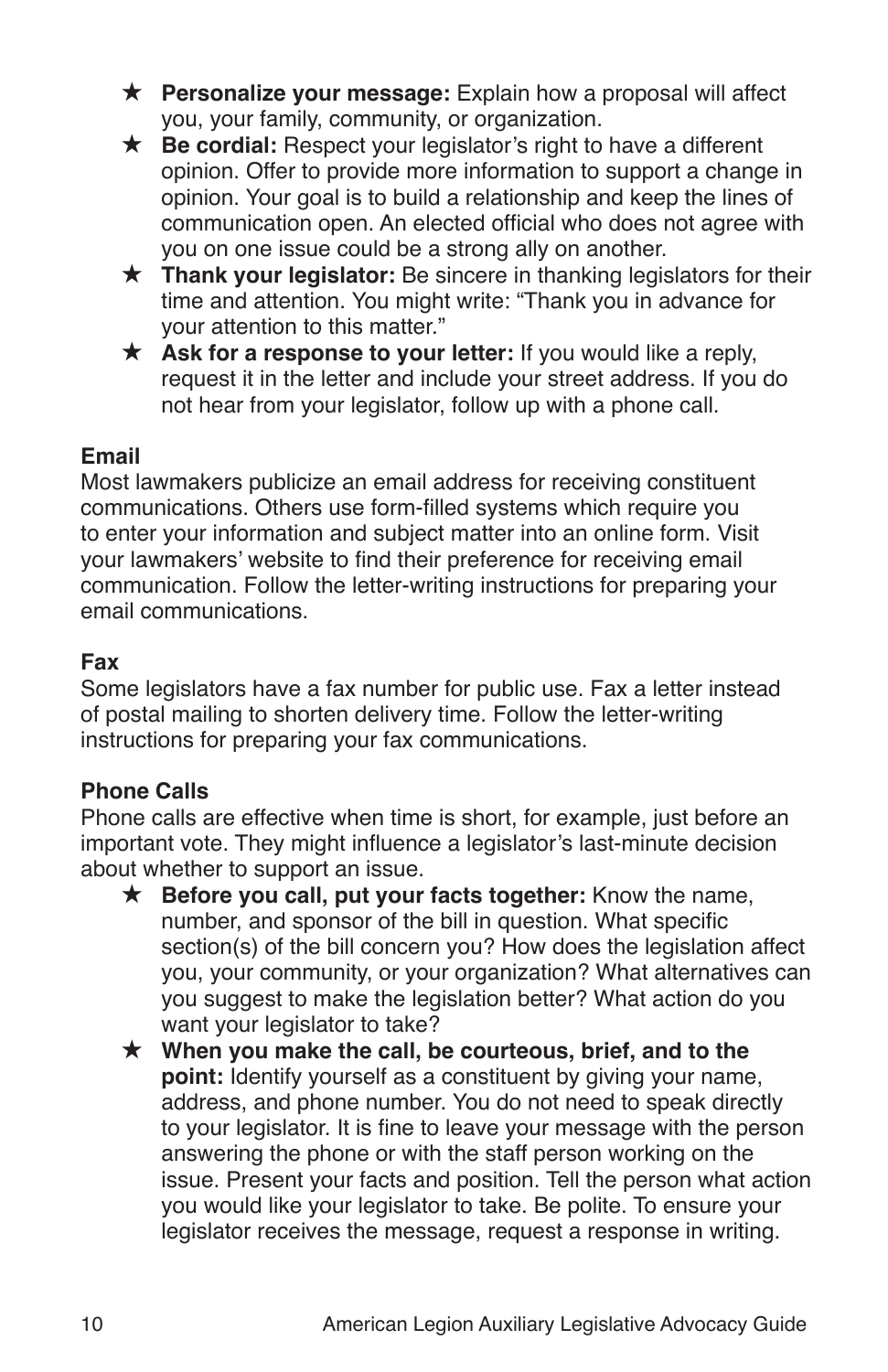- ★ **Personalize your message:** Explain how a proposal will affect you, your family, community, or organization.
- ★ **Be cordial:** Respect your legislator's right to have a different opinion. Offer to provide more information to support a change in opinion. Your goal is to build a relationship and keep the lines of communication open. An elected official who does not agree with you on one issue could be a strong ally on another.
- ★ **Thank your legislator:** Be sincere in thanking legislators for their time and attention. You might write: "Thank you in advance for your attention to this matter."
- ★ **Ask for a response to your letter:** If you would like a reply, request it in the letter and include your street address. If you do not hear from your legislator, follow up with a phone call.

**Email**

Most lawmakers publicize an email address for receiving constituent communications. Others use form-filled systems which require you to enter your information and subject matter into an online form. Visit your lawmakers' website to find their preference for receiving email communication. Follow the letter-writing instructions for preparing your email communications.

**Fax**

Some legislators have a fax number for public use. Fax a letter instead of postal mailing to shorten delivery time. Follow the letter-writing instructions for preparing your fax communications.

**Phone Calls**

Phone calls are effective when time is short, for example, just before an important vote. They might influence a legislator's last-minute decision about whether to support an issue.

- ★ **Before you call, put your facts together:** Know the name, number, and sponsor of the bill in question. What specific section(s) of the bill concern you? How does the legislation affect you, your community, or your organization? What alternatives can you suggest to make the legislation better? What action do you want your legislator to take?
- ★ **When you make the call, be courteous, brief, and to the point:** Identify yourself as a constituent by giving your name, address, and phone number. You do not need to speak directly to your legislator. It is fine to leave your message with the person answering the phone or with the staff person working on the issue. Present your facts and position. Tell the person what action you would like your legislator to take. Be polite. To ensure your legislator receives the message, request a response in writing.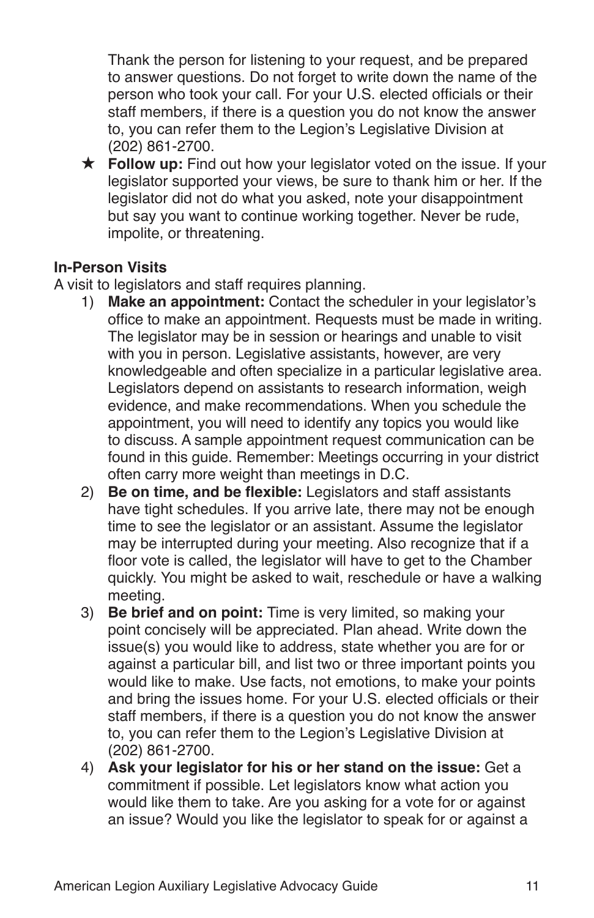Thank the person for listening to your request, and be prepared to answer questions. Do not forget to write down the name of the person who took your call. For your U.S. elected officials or their staff members, if there is a question you do not know the answer to, you can refer them to the Legion's Legislative Division at (202) 861-2700.

★ **Follow up:** Find out how your legislator voted on the issue. If your legislator supported your views, be sure to thank him or her. If the legislator did not do what you asked, note your disappointment but say you want to continue working together. Never be rude, impolite, or threatening.

**In-Person Visits**

A visit to legislators and staff requires planning.

1) **Make an appointment:** Contact the scheduler in your legislator's office to make an appointment. Requests must be made in writing. The legislator may be in session or hearings and unable to visit with you in person. Legislative assistants, however, are very knowledgeable and often specialize in a particular legislative area. Legislators depend on assistants to research information, weigh evidence, and make recommendations. When you schedule the appointment, you will need to identify any topics you would like to discuss. A sample appointment request communication can be found in this guide. Remember: Meetings occurring in your district often carry more weight than meetings in D.C.
2) **Be on time, and be flexible:** Legislators and staff assistants have tight schedules. If you arrive late, there may not be enough time to see the legislator or an assistant. Assume the legislator may be interrupted during your meeting. Also recognize that if a floor vote is called, the legislator will have to get to the Chamber quickly. You might be asked to wait, reschedule or have a walking meeting.
3) **Be brief and on point:** Time is very limited, so making your point concisely will be appreciated. Plan ahead. Write down the issue(s) you would like to address, state whether you are for or against a particular bill, and list two or three important points you would like to make. Use facts, not emotions, to make your points and bring the issues home. For your U.S. elected officials or their staff members, if there is a question you do not know the answer to, you can refer them to the Legion's Legislative Division at (202) 861-2700.
4) **Ask your legislator for his or her stand on the issue:** Get a commitment if possible. Let legislators know what action you would like them to take. Are you asking for a vote for or against an issue? Would you like the legislator to speak for or against a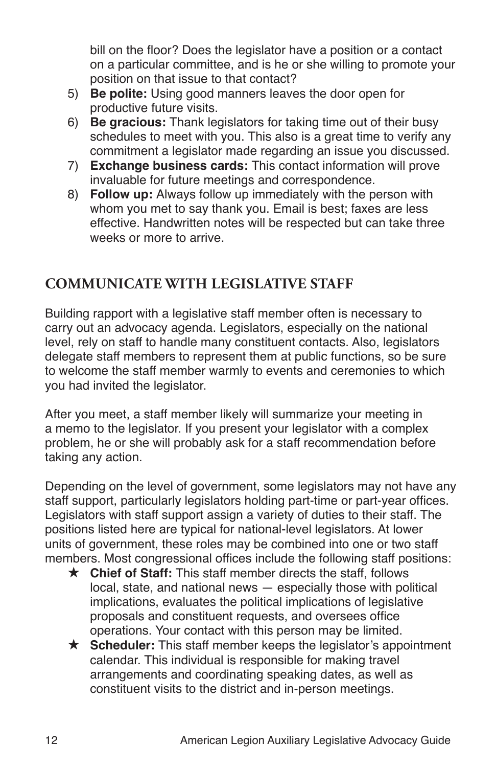bill on the floor? Does the legislator have a position or a contact on a particular committee, and is he or she willing to promote your position on that issue to that contact?

5) **Be polite:** Using good manners leaves the door open for productive future visits.
6) **Be gracious:** Thank legislators for taking time out of their busy schedules to meet with you. This also is a great time to verify any commitment a legislator made regarding an issue you discussed.
7) **Exchange business cards:** This contact information will prove invaluable for future meetings and correspondence.
8) **Follow up:** Always follow up immediately with the person with whom you met to say thank you. Email is best; faxes are less effective. Handwritten notes will be respected but can take three weeks or more to arrive.

## COMMUNICATE WITH LEGISLATIVE STAFF

Building rapport with a legislative staff member often is necessary to carry out an advocacy agenda. Legislators, especially on the national level, rely on staff to handle many constituent contacts. Also, legislators delegate staff members to represent them at public functions, so be sure to welcome the staff member warmly to events and ceremonies to which you had invited the legislator.

After you meet, a staff member likely will summarize your meeting in a memo to the legislator. If you present your legislator with a complex problem, he or she will probably ask for a staff recommendation before taking any action.

Depending on the level of government, some legislators may not have any staff support, particularly legislators holding part-time or part-year offices. Legislators with staff support assign a variety of duties to their staff. The positions listed here are typical for national-level legislators. At lower units of government, these roles may be combined into one or two staff members. Most congressional offices include the following staff positions:

★ **Chief of Staff:** This staff member directs the staff, follows local, state, and national news — especially those with political implications, evaluates the political implications of legislative proposals and constituent requests, and oversees office operations. Your contact with this person may be limited.

★ **Scheduler:** This staff member keeps the legislator's appointment calendar. This individual is responsible for making travel arrangements and coordinating speaking dates, as well as constituent visits to the district and in-person meetings.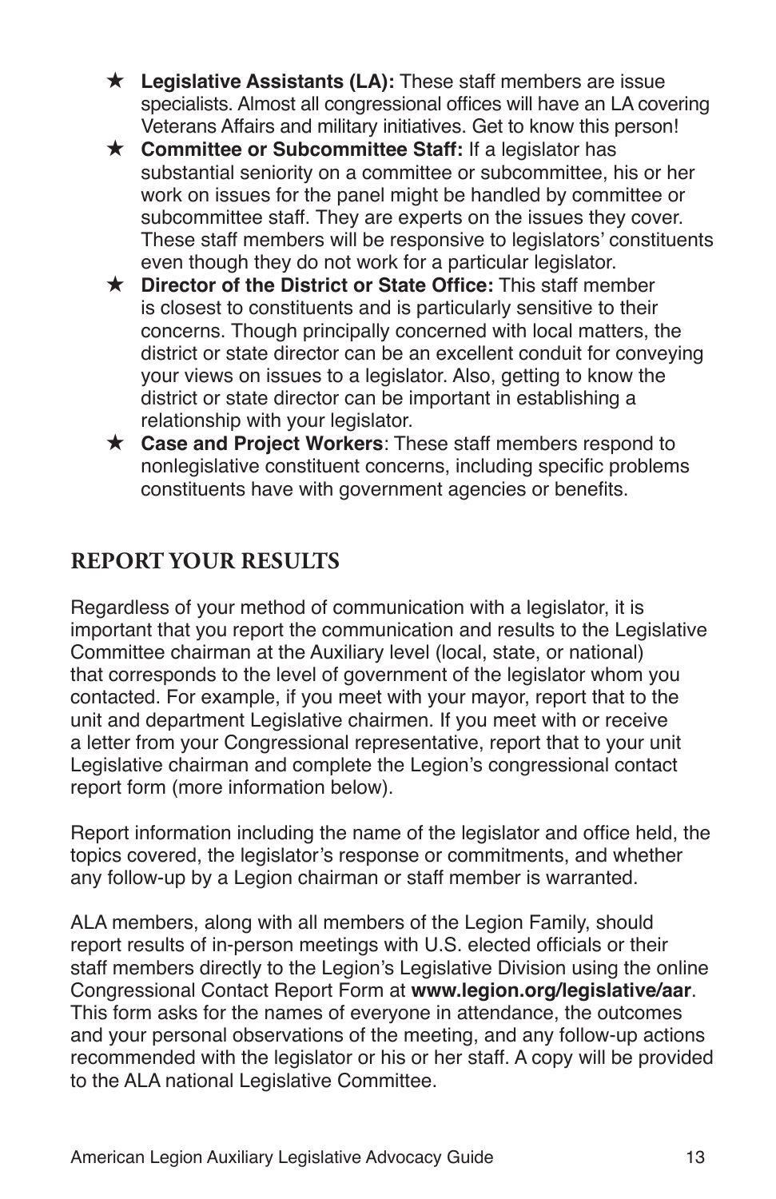- ★ **Legislative Assistants (LA):** These staff members are issue specialists. Almost all congressional offices will have an LA covering Veterans Affairs and military initiatives. Get to know this person!
- ★ **Committee or Subcommittee Staff:** If a legislator has substantial seniority on a committee or subcommittee, his or her work on issues for the panel might be handled by committee or subcommittee staff. They are experts on the issues they cover. These staff members will be responsive to legislators' constituents even though they do not work for a particular legislator.
- ★ **Director of the District or State Office:** This staff member is closest to constituents and is particularly sensitive to their concerns. Though principally concerned with local matters, the district or state director can be an excellent conduit for conveying your views on issues to a legislator. Also, getting to know the district or state director can be important in establishing a relationship with your legislator.
- ★ **Case and Project Workers**: These staff members respond to nonlegislative constituent concerns, including specific problems constituents have with government agencies or benefits.

## REPORT YOUR RESULTS

Regardless of your method of communication with a legislator, it is important that you report the communication and results to the Legislative Committee chairman at the Auxiliary level (local, state, or national) that corresponds to the level of government of the legislator whom you contacted. For example, if you meet with your mayor, report that to the unit and department Legislative chairmen. If you meet with or receive a letter from your Congressional representative, report that to your unit Legislative chairman and complete the Legion's congressional contact report form (more information below).

Report information including the name of the legislator and office held, the topics covered, the legislator's response or commitments, and whether any follow-up by a Legion chairman or staff member is warranted.

ALA members, along with all members of the Legion Family, should report results of in-person meetings with U.S. elected officials or their staff members directly to the Legion's Legislative Division using the online Congressional Contact Report Form at **www.legion.org/legislative/aar**. This form asks for the names of everyone in attendance, the outcomes and your personal observations of the meeting, and any follow-up actions recommended with the legislator or his or her staff. A copy will be provided to the ALA national Legislative Committee.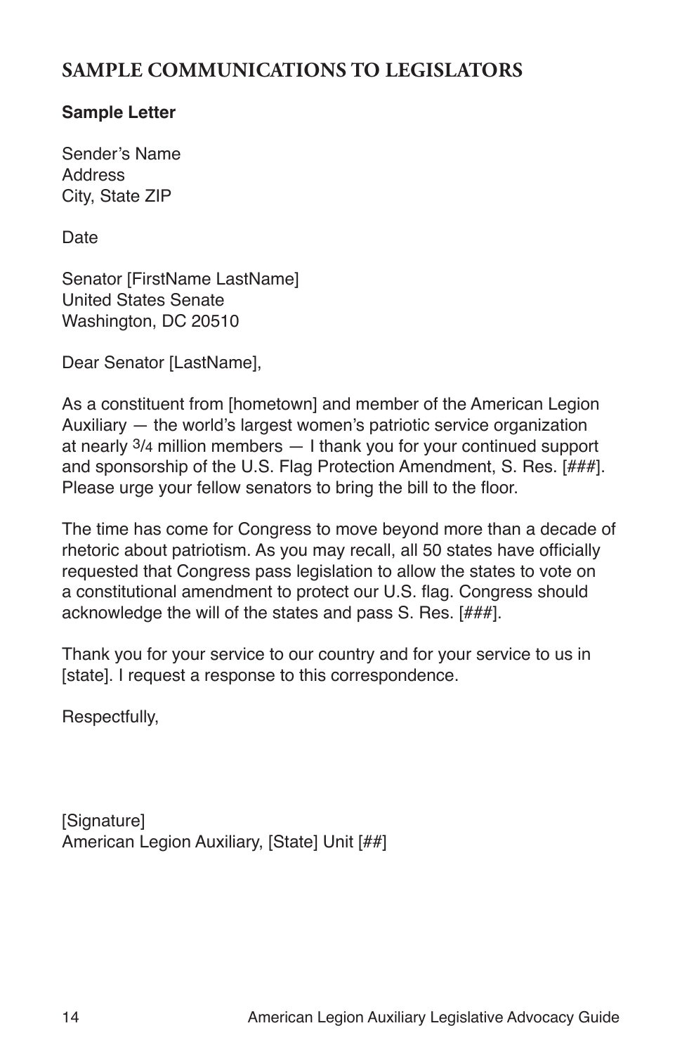## SAMPLE COMMUNICATIONS TO LEGISLATORS

**Sample Letter**

Sender's Name
Address
City, State ZIP

Date

Senator [FirstName LastName]
United States Senate
Washington, DC 20510

Dear Senator [LastName],

As a constituent from [hometown] and member of the American Legion Auxiliary — the world's largest women's patriotic service organization at nearly 3/4 million members — I thank you for your continued support and sponsorship of the U.S. Flag Protection Amendment, S. Res. [###]. Please urge your fellow senators to bring the bill to the floor.

The time has come for Congress to move beyond more than a decade of rhetoric about patriotism. As you may recall, all 50 states have officially requested that Congress pass legislation to allow the states to vote on a constitutional amendment to protect our U.S. flag. Congress should acknowledge the will of the states and pass S. Res. [###].

Thank you for your service to our country and for your service to us in [state]. I request a response to this correspondence.

Respectfully,

[Signature]
American Legion Auxiliary, [State] Unit [##]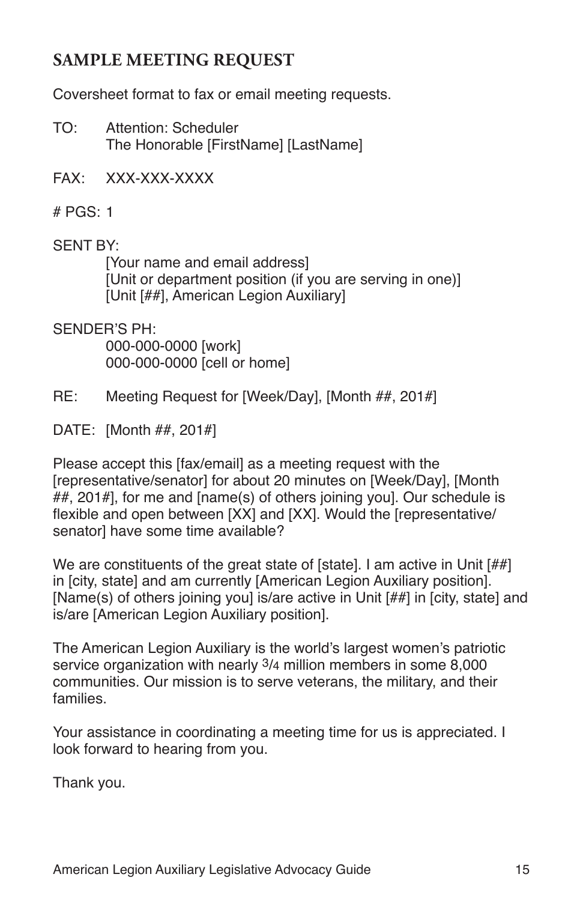## SAMPLE MEETING REQUEST

Coversheet format to fax or email meeting requests.

TO: Attention: Scheduler
The Honorable [FirstName] [LastName]

FAX: XXX-XXX-XXXX

# PGS: 1

SENT BY:
[Your name and email address]
[Unit or department position (if you are serving in one)]
[Unit [##], American Legion Auxiliary]

SENDER'S PH:
000-000-0000 [work]
000-000-0000 [cell or home]

RE: Meeting Request for [Week/Day], [Month ##, 201#]

DATE: [Month ##, 201#]

Please accept this [fax/email] as a meeting request with the [representative/senator] for about 20 minutes on [Week/Day], [Month ##, 201#], for me and [name(s) of others joining you]. Our schedule is flexible and open between [XX] and [XX]. Would the [representative/senator] have some time available?

We are constituents of the great state of [state]. I am active in Unit [##] in [city, state] and am currently [American Legion Auxiliary position]. [Name(s) of others joining you] is/are active in Unit [##] in [city, state] and is/are [American Legion Auxiliary position].

The American Legion Auxiliary is the world's largest women's patriotic service organization with nearly 3/4 million members in some 8,000 communities. Our mission is to serve veterans, the military, and their families.

Your assistance in coordinating a meeting time for us is appreciated. I look forward to hearing from you.

Thank you.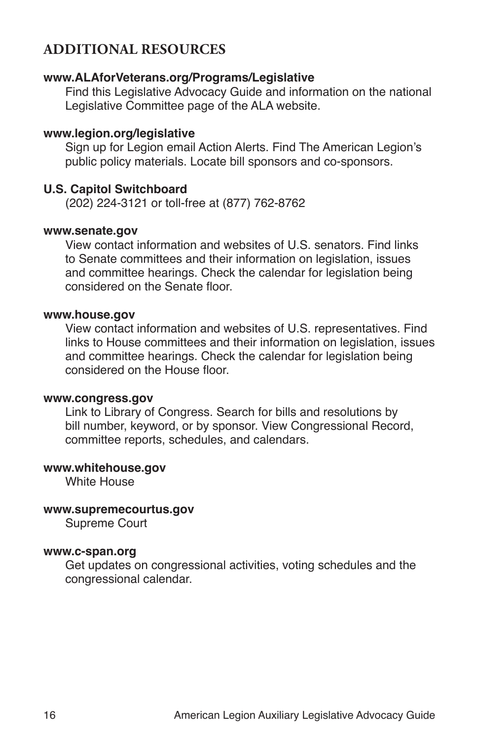## ADDITIONAL RESOURCES

**www.ALAforVeterans.org/Programs/Legislative**

Find this Legislative Advocacy Guide and information on the national Legislative Committee page of the ALA website.

**www.legion.org/legislative**

Sign up for Legion email Action Alerts. Find The American Legion's public policy materials. Locate bill sponsors and co-sponsors.

**U.S. Capitol Switchboard**

(202) 224-3121 or toll-free at (877) 762-8762

**www.senate.gov**

View contact information and websites of U.S. senators. Find links to Senate committees and their information on legislation, issues and committee hearings. Check the calendar for legislation being considered on the Senate floor.

**www.house.gov**

View contact information and websites of U.S. representatives. Find links to House committees and their information on legislation, issues and committee hearings. Check the calendar for legislation being considered on the House floor.

**www.congress.gov**

Link to Library of Congress. Search for bills and resolutions by bill number, keyword, or by sponsor. View Congressional Record, committee reports, schedules, and calendars.

**www.whitehouse.gov**

White House

**www.supremecourtus.gov**

Supreme Court

**www.c-span.org**

Get updates on congressional activities, voting schedules and the congressional calendar.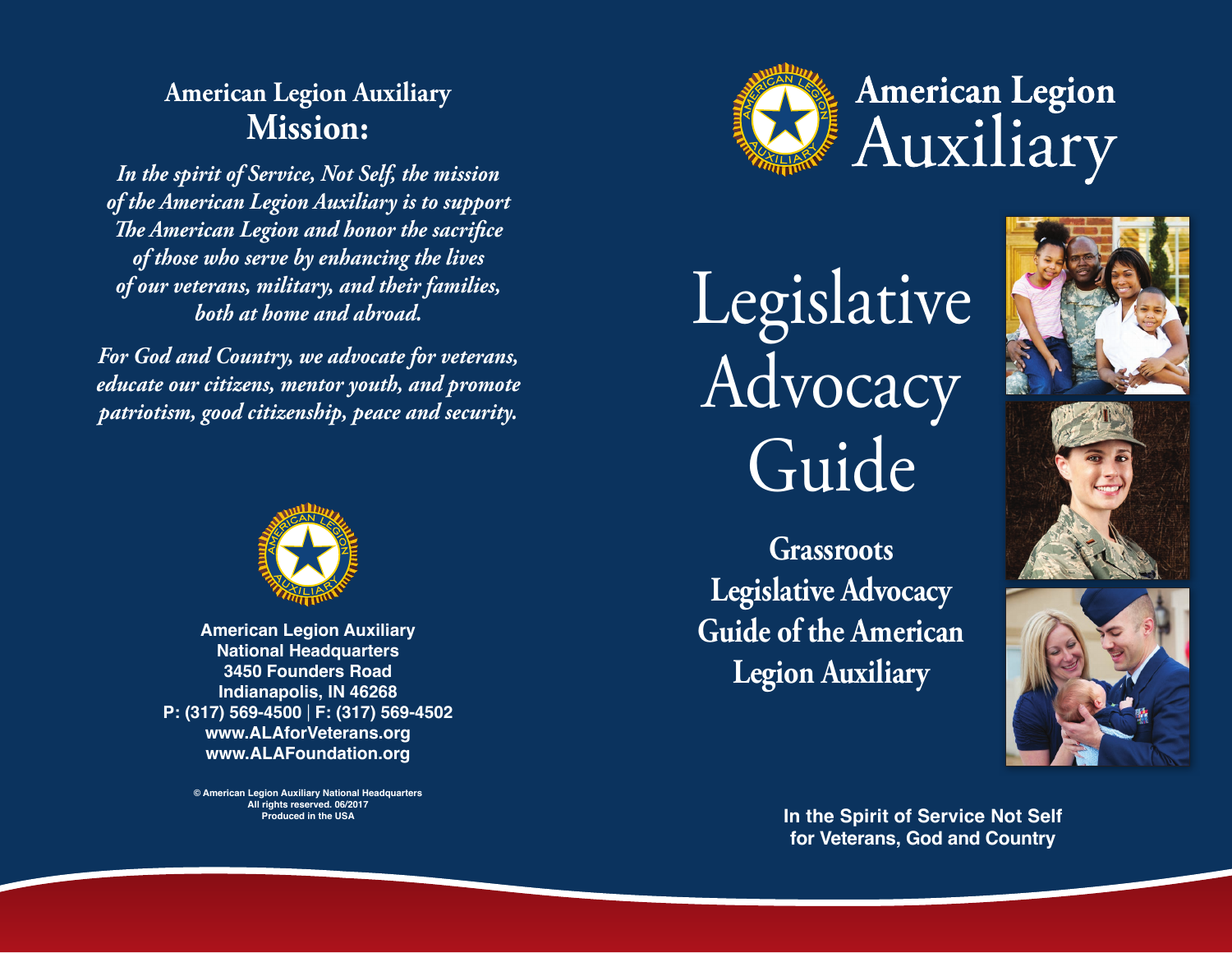## American Legion Auxiliary Mission:

*In the spirit of Service, Not Self, the mission of the American Legion Auxiliary is to support The American Legion and honor the sacrifice of those who serve by enhancing the lives of our veterans, military, and their families, both at home and abroad.*

*For God and Country, we advocate for veterans, educate our citizens, mentor youth, and promote patriotism, good citizenship, peace and security.*

**American Legion Auxiliary**
**National Headquarters**
**3450 Founders Road**
**Indianapolis, IN 46268**
**P: (317) 569-4500 | F: (317) 569-4502**
**www.ALAforVeterans.org**
**www.ALAFoundation.org**

© American Legion Auxiliary National Headquarters
All rights reserved. 06/2017
Produced in the USA

# American Legion Auxiliary

# Legislative Advocacy Guide

## Grassroots Legislative Advocacy Guide of the American Legion Auxiliary

**In the Spirit of Service Not Self for Veterans, God and Country**